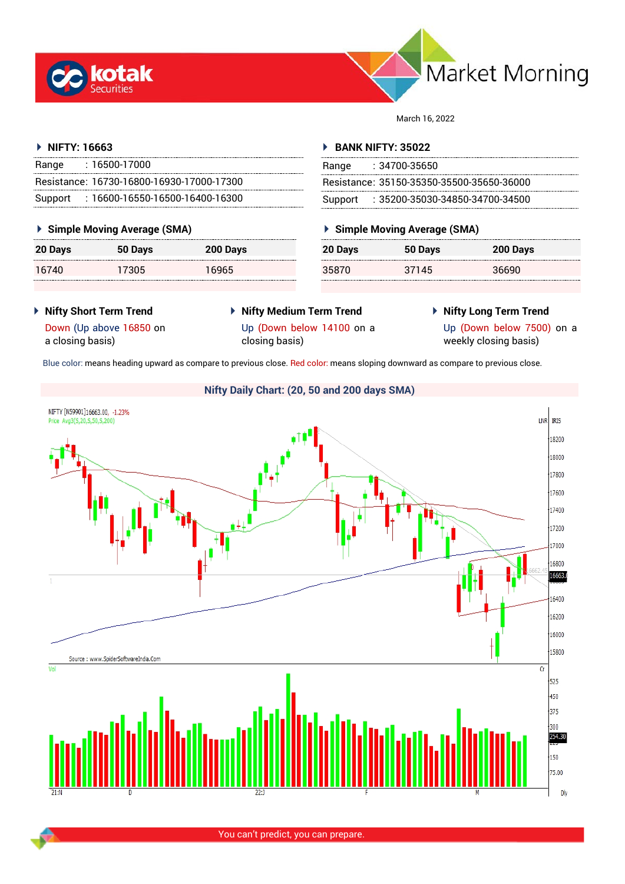# Market Morning

March 16, 2022

### NIFTY: 16663

| | |
|---|---|
| Range | : 16500-17000 |
| Resistance: | 16730-16800-16930-17000-17300 |
| Support | : 16600-16550-16500-16400-16300 |

### Simple Moving Average (SMA)

| 20 Days | 50 Days | 200 Days |
|---|---|---|
| 16740 | 17305 | 16965 |

### BANK NIFTY: 35022

| | |
|---|---|
| Range | : 34700-35650 |
| Resistance: | 35150-35350-35500-35650-36000 |
| Support | : 35200-35030-34850-34700-34500 |

### Simple Moving Average (SMA)

| 20 Days | 50 Days | 200 Days |
|---|---|---|
| 35870 | 37145 | 36690 |

### Nifty Short Term Trend

Down (Up above 16850 on a closing basis)

### Nifty Medium Term Trend

Up (Down below 14100 on a closing basis)

### Nifty Long Term Trend

Up (Down below 7500) on a weekly closing basis)

Blue color: means heading upward as compare to previous close. Red color: means sloping downward as compare to previous close.

### Nifty Daily Chart: (20, 50 and 200 days SMA)

You can't predict, you can prepare.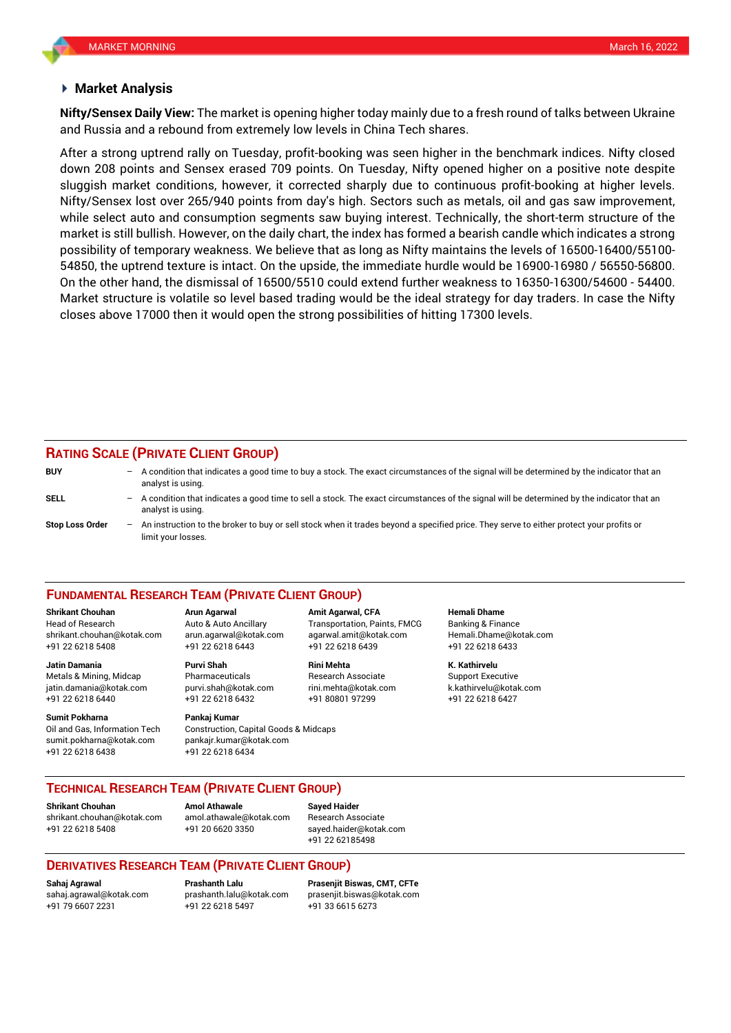## Market Analysis

**Nifty/Sensex Daily View:** The market is opening higher today mainly due to a fresh round of talks between Ukraine and Russia and a rebound from extremely low levels in China Tech shares.

After a strong uptrend rally on Tuesday, profit-booking was seen higher in the benchmark indices. Nifty closed down 208 points and Sensex erased 709 points. On Tuesday, Nifty opened higher on a positive note despite sluggish market conditions, however, it corrected sharply due to continuous profit-booking at higher levels. Nifty/Sensex lost over 265/940 points from day's high. Sectors such as metals, oil and gas saw improvement, while select auto and consumption segments saw buying interest. Technically, the short-term structure of the market is still bullish. However, on the daily chart, the index has formed a bearish candle which indicates a strong possibility of temporary weakness. We believe that as long as Nifty maintains the levels of 16500-16400/55100-54850, the uptrend texture is intact. On the upside, the immediate hurdle would be 16900-16980 / 56550-56800. On the other hand, the dismissal of 16500/5510 could extend further weakness to 16350-16300/54600 - 54400. Market structure is volatile so level based trading would be the ideal strategy for day traders. In case the Nifty closes above 17000 then it would open the strong possibilities of hitting 17300 levels.

## RATING SCALE (PRIVATE CLIENT GROUP)

**BUY** – A condition that indicates a good time to buy a stock. The exact circumstances of the signal will be determined by the indicator that an analyst is using.

**SELL** – A condition that indicates a good time to sell a stock. The exact circumstances of the signal will be determined by the indicator that an analyst is using.

**Stop Loss Order** – An instruction to the broker to buy or sell stock when it trades beyond a specified price. They serve to either protect your profits or limit your losses.

## FUNDAMENTAL RESEARCH TEAM (PRIVATE CLIENT GROUP)

**Shrikant Chouhan**
Head of Research
shrikant.chouhan@kotak.com
+91 22 6218 5408

**Arun Agarwal**
Auto & Auto Ancillary
arun.agarwal@kotak.com
+91 22 6218 6443

**Amit Agarwal, CFA**
Transportation, Paints, FMCG
agarwal.amit@kotak.com
+91 22 6218 6439

**Hemali Dhame**
Banking & Finance
Hemali.Dhame@kotak.com
+91 22 6218 6433

**Jatin Damania**
Metals & Mining, Midcap
jatin.damania@kotak.com
+91 22 6218 6440

**Purvi Shah**
Pharmaceuticals
purvi.shah@kotak.com
+91 22 6218 6432

**Rini Mehta**
Research Associate
rini.mehta@kotak.com
+91 80801 97299

**K. Kathirvelu**
Support Executive
k.kathirvelu@kotak.com
+91 22 6218 6427

**Sumit Pokharna**
Oil and Gas, Information Tech
sumit.pokharna@kotak.com
+91 22 6218 6438

**Pankaj Kumar**
Construction, Capital Goods & Midcaps
pankajr.kumar@kotak.com
+91 22 6218 6434

## TECHNICAL RESEARCH TEAM (PRIVATE CLIENT GROUP)

**Shrikant Chouhan**
shrikant.chouhan@kotak.com
+91 22 6218 5408

**Amol Athawale**
amol.athawale@kotak.com
+91 20 6620 3350

**Sayed Haider**
Research Associate
sayed.haider@kotak.com
+91 22 62185498

## DERIVATIVES RESEARCH TEAM (PRIVATE CLIENT GROUP)

**Sahaj Agrawal**
sahaj.agrawal@kotak.com
+91 79 6607 2231

**Prashanth Lalu**
prashanth.lalu@kotak.com
+91 22 6218 5497

**Prasenjit Biswas, CMT, CFTe**
prasenjit.biswas@kotak.com
+91 33 6615 6273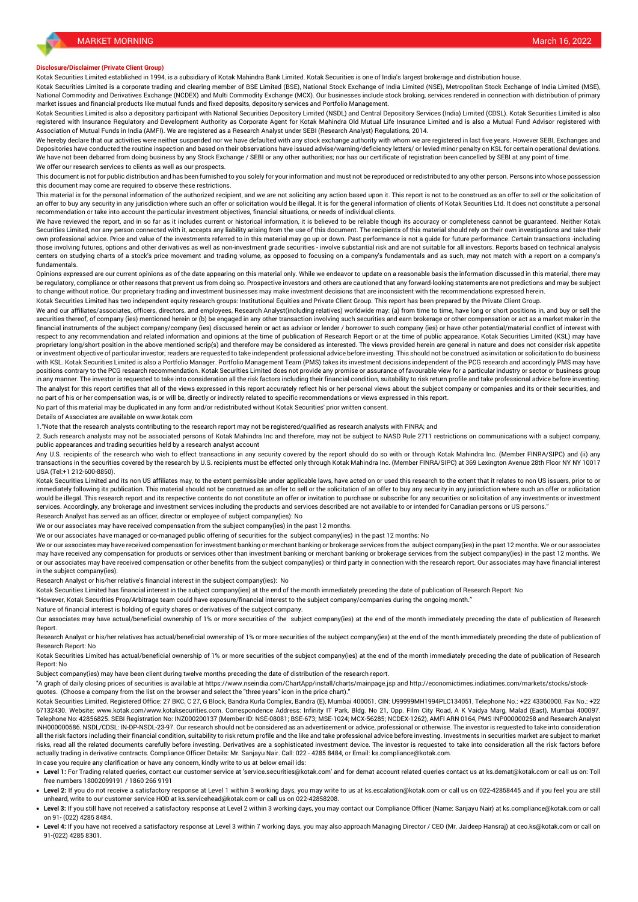**Disclosure/Disclaimer (Private Client Group)**

Kotak Securities Limited established in 1994, is a subsidiary of Kotak Mahindra Bank Limited. Kotak Securities is one of India's largest brokerage and distribution house.

Kotak Securities Limited is a corporate trading and clearing member of BSE Limited (BSE), National Stock Exchange of India Limited (NSE), Metropolitan Stock Exchange of India Limited (MSE), National Commodity and Derivatives Exchange (NCDEX) and Multi Commodity Exchange (MCX). Our businesses include stock broking, services rendered in connection with distribution of primary market issues and financial products like mutual funds and fixed deposits, depository services and Portfolio Management.

Kotak Securities Limited is also a depository participant with National Securities Depository Limited (NSDL) and Central Depository Services (India) Limited (CDSL). Kotak Securities Limited is also registered with Insurance Regulatory and Development Authority as Corporate Agent for Kotak Mahindra Old Mutual Life Insurance Limited and is also a Mutual Fund Advisor registered with Association of Mutual Funds in India (AMFI). We are registered as a Research Analyst under SEBI (Research Analyst) Regulations, 2014.

We hereby declare that our activities were neither suspended nor we have defaulted with any stock exchange authority with whom we are registered in last five years. However SEBI, Exchanges and Depositories have conducted the routine inspection and based on their observations have issued advise/warning/deficiency letters/ or levied minor penalty on KSL for certain operational deviations. We have not been debarred from doing business by any Stock Exchange / SEBI or any other authorities; nor has our certificate of registration been cancelled by SEBI at any point of time.

We offer our research services to clients as well as our prospects.

This document is not for public distribution and has been furnished to you solely for your information and must not be reproduced or redistributed to any other person. Persons into whose possession this document may come are required to observe these restrictions.

This material is for the personal information of the authorized recipient, and we are not soliciting any action based upon it. This report is not to be construed as an offer to sell or the solicitation of an offer to buy any security in any jurisdiction where such an offer or solicitation would be illegal. It is for the general information of clients of Kotak Securities Ltd. It does not constitute a personal recommendation or take into account the particular investment objectives, financial situations, or needs of individual clients.

We have reviewed the report, and in so far as it includes current or historical information, it is believed to be reliable though its accuracy or completeness cannot be guaranteed. Neither Kotak Securities Limited, nor any person connected with it, accepts any liability arising from the use of this document. The recipients of this material should rely on their own investigations and take their own professional advice. Price and value of the investments referred to in this material may go up or down. Past performance is not a guide for future performance. Certain transactions -including those involving futures, options and other derivatives as well as non-investment grade securities - involve substantial risk and are not suitable for all investors. Reports based on technical analysis centers on studying charts of a stock's price movement and trading volume, as opposed to focusing on a company's fundamentals and as such, may not match with a report on a company's fundamentals.

Opinions expressed are our current opinions as of the date appearing on this material only. While we endeavor to update on a reasonable basis the information discussed in this material, there may be regulatory, compliance or other reasons that prevent us from doing so. Prospective investors and others are cautioned that any forward-looking statements are not predictions and may be subject to change without notice. Our proprietary trading and investment businesses may make investment decisions that are inconsistent with the recommendations expressed herein.

Kotak Securities Limited has two independent equity research groups: Institutional Equities and Private Client Group. This report has been prepared by the Private Client Group.

We and our affiliates/associates, officers, directors, and employees, Research Analyst(including relatives) worldwide may: (a) from time to time, have long or short positions in, and buy or sell the securities thereof, of company (ies) mentioned herein or (b) be engaged in any other transaction involving such securities and earn brokerage or other compensation or act as a market maker in the financial instruments of the subject company/company (ies) discussed herein or act as advisor or lender / borrower to such company (ies) or have other potential/material conflict of interest with respect to any recommendation and related information and opinions at the time of publication of Research Report or at the time of public appearance. Kotak Securities Limited (KSL) may have proprietary long/short position in the above mentioned scrip(s) and therefore may be considered as interested. The views provided herein are general in nature and does not consider risk appetite or investment objective of particular investor; readers are requested to take independent professional advice before investing. This should not be construed as invitation or solicitation to do business with KSL. Kotak Securities Limited is also a Portfolio Manager. Portfolio Management Team (PMS) takes its investment decisions independent of the PCG research and accordingly PMS may have positions contrary to the PCG research recommendation. Kotak Securities Limited does not provide any promise or assurance of favourable view for a particular industry or sector or business group in any manner. The investor is requested to take into consideration all the risk factors including their financial condition, suitability to risk return profile and take professional advice before investing.

The analyst for this report certifies that all of the views expressed in this report accurately reflect his or her personal views about the subject company or companies and its or their securities, and no part of his or her compensation was, is or will be, directly or indirectly related to specific recommendations or views expressed in this report.

No part of this material may be duplicated in any form and/or redistributed without Kotak Securities' prior written consent.

Details of Associates are available on www.kotak.com

1."Note that the research analysts contributing to the research report may not be registered/qualified as research analysts with FINRA; and

2. Such research analysts may not be associated persons of Kotak Mahindra Inc and therefore, may not be subject to NASD Rule 2711 restrictions on communications with a subject company, public appearances and trading securities held by a research analyst account

Any U.S. recipients of the research who wish to effect transactions in any security covered by the report should do so with or through Kotak Mahindra Inc. (Member FINRA/SIPC) and (ii) any transactions in the securities covered by the research by U.S. recipients must be effected only through Kotak Mahindra Inc. (Member FINRA/SIPC) at 369 Lexington Avenue 28th Floor NY NY 10017 USA (Tel:+1 212-600-8850).

Kotak Securities Limited and its non US affiliates may, to the extent permissible under applicable laws, have acted on or used this research to the extent that it relates to non US issuers, prior to or immediately following its publication. This material should not be construed as an offer to sell or the solicitation of an offer to buy any security in any jurisdiction where such an offer or solicitation would be illegal. This research report and its respective contents do not constitute an offer or invitation to purchase or subscribe for any securities or solicitation of any investments or investment services. Accordingly, any brokerage and investment services including the products and services described are not available to or intended for Canadian persons or US persons."

Research Analyst has served as an officer, director or employee of subject company(ies): No

We or our associates may have received compensation from the subject company(ies) in the past 12 months.

We or our associates have managed or co-managed public offering of securities for the subject company(ies) in the past 12 months: No

We or our associates may have received compensation for investment banking or merchant banking or brokerage services from the subject company(ies) in the past 12 months. We or our associates may have received any compensation for products or services other than investment banking or merchant banking or brokerage services from the subject company(ies) in the past 12 months. We or our associates may have received compensation or other benefits from the subject company(ies) or third party in connection with the research report. Our associates may have financial interest in the subject company(ies).

Research Analyst or his/her relative's financial interest in the subject company(ies): No

Kotak Securities Limited has financial interest in the subject company(ies) at the end of the month immediately preceding the date of publication of Research Report: No

"However, Kotak Securities Prop/Arbitrage team could have exposure/financial interest to the subject company/companies during the ongoing month."

Nature of financial interest is holding of equity shares or derivatives of the subject company.

Our associates may have actual/beneficial ownership of 1% or more securities of the subject company(ies) at the end of the month immediately preceding the date of publication of Research Report.

Research Analyst or his/her relatives has actual/beneficial ownership of 1% or more securities of the subject company(ies) at the end of the month immediately preceding the date of publication of Research Report: No

Kotak Securities Limited has actual/beneficial ownership of 1% or more securities of the subject company(ies) at the end of the month immediately preceding the date of publication of Research Report: No

Subject company(ies) may have been client during twelve months preceding the date of distribution of the research report.

"A graph of daily closing prices of securities is available at https://www.nseindia.com/ChartApp/install/charts/mainpage.jsp and http://economictimes.indiatimes.com/markets/stocks/stock-quotes. (Choose a company from the list on the browser and select the "three years" icon in the price chart)."

Kotak Securities Limited. Registered Office: 27 BKC, C 27, G Block, Bandra Kurla Complex, Bandra (E), Mumbai 400051. CIN: U99999MH1994PLC134051, Telephone No.: +22 43360000, Fax No.: +22 67132430. Website: www.kotak.com/www.kotaksecurities.com. Correspondence Address: Infinity IT Park, Bldg. No 21, Opp. Film City Road, A K Vaidya Marg, Malad (East), Mumbai 400097. Telephone No: 42856825. SEBI Registration No: INZ000200137 (Member ID: NSE-08081; BSE-673; MSE-1024; MCX-56285; NCDEX-1262), AMFI ARN 0164, PMS INP000000258 and Research Analyst INH000000586. NSDL/CDSL: IN-DP-NSDL-23-97. Our research should not be considered as an advertisement or advice, professional or otherwise. The investor is requested to take into consideration all the risk factors including their financial condition, suitability to risk return profile and the like and take professional advice before investing. Investments in securities market are subject to market risks, read all the related documents carefully before investing. Derivatives are a sophisticated investment device. The investor is requested to take into consideration all the risk factors before actually trading in derivative contracts. Compliance Officer Details: Mr. Sanjayu Nair. Call: 022 - 4285 8484, or Email: ks.compliance@kotak.com.

In case you require any clarification or have any concern, kindly write to us at below email ids:

- **Level 1:** For Trading related queries, contact our customer service at 'service.securities@kotak.com' and for demat account related queries contact us at ks.demat@kotak.com or call us on: Toll free numbers 18002099191 / 1860 266 9191
- **Level 2:** If you do not receive a satisfactory response at Level 1 within 3 working days, you may write to us at ks.escalation@kotak.com or call us on 022-42858445 and if you feel you are still unheard, write to our customer service HOD at ks.servicehead@kotak.com or call us on 022-42858208.
- **Level 3:** If you still have not received a satisfactory response at Level 2 within 3 working days, you may contact our Compliance Officer (Name: Sanjayu Nair) at ks.compliance@kotak.com or call on 91- (022) 4285 8484.
- **Level 4:** If you have not received a satisfactory response at Level 3 within 7 working days, you may also approach Managing Director / CEO (Mr. Jaideep Hansraj) at ceo.ks@kotak.com or call on 91-(022) 4285 8301.